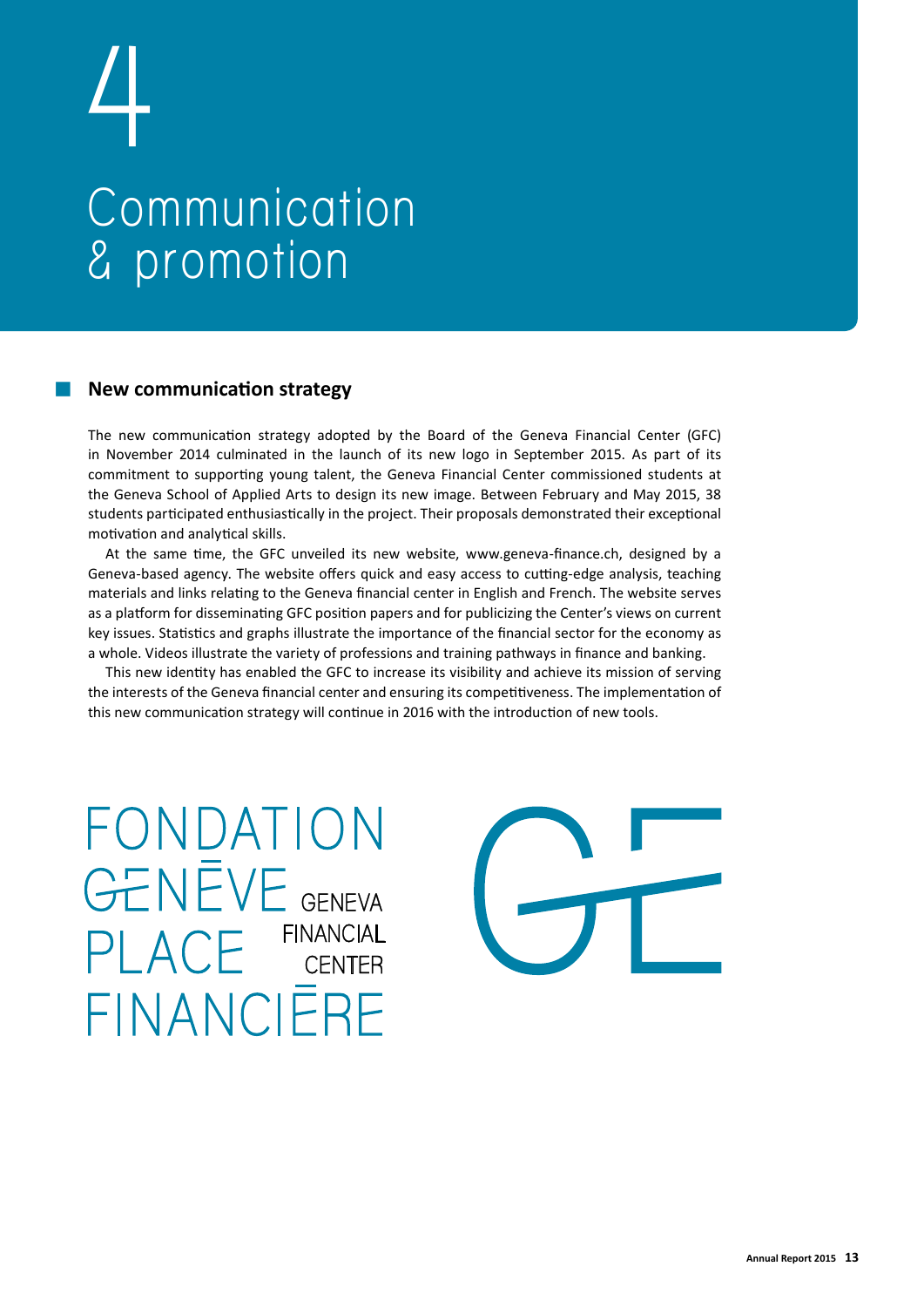# 4

# Communication & promotion

## New communication strategy

The new communication strategy adopted by the Board of the Geneva Financial Center (GFC) in November 2014 culminated in the launch of its new logo in September 2015. As part of its commitment to supporting young talent, the Geneva Financial Center commissioned students at the Geneva School of Applied Arts to design its new image. Between February and May 2015, 38 students participated enthusiastically in the project. Their proposals demonstrated their exceptional motivation and analytical skills.

At the same time, the GFC unveiled its new website, www.geneva-finance.ch, designed by a Geneva-based agency. The website offers quick and easy access to cutting-edge analysis, teaching materials and links relating to the Geneva financial center in English and French. The website serves as a platform for disseminating GFC position papers and for publicizing the Center's views on current key issues. Statistics and graphs illustrate the importance of the financial sector for the economy as a whole. Videos illustrate the variety of professions and training pathways in finance and banking.

This new identity has enabled the GFC to increase its visibility and achieve its mission of serving the interests of the Geneva financial center and ensuring its competitiveness. The implementation of this new communication strategy will continue in 2016 with the introduction of new tools.

FONDATION GENĒVE PLACE FINANCIĒRE

GENEVA FINANCIAL CENTER

GE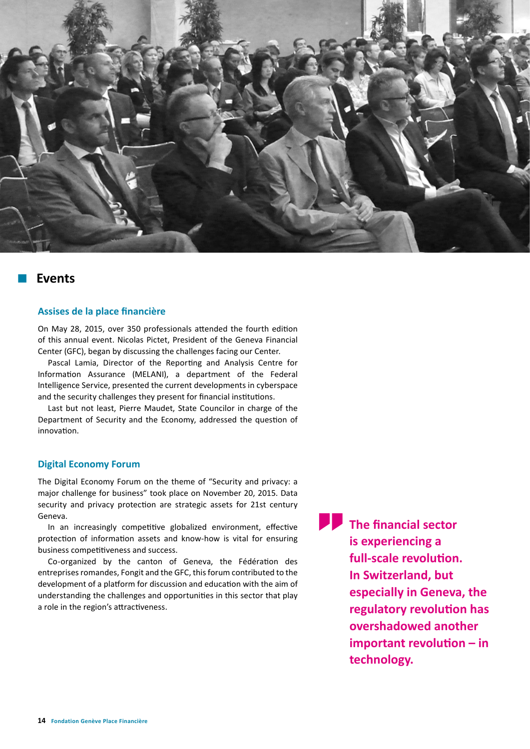## Events

### Assises de la place financière

On May 28, 2015, over 350 professionals attended the fourth edition of this annual event. Nicolas Pictet, President of the Geneva Financial Center (GFC), began by discussing the challenges facing our Center.

Pascal Lamia, Director of the Reporting and Analysis Centre for Information Assurance (MELANI), a department of the Federal Intelligence Service, presented the current developments in cyberspace and the security challenges they present for financial institutions.

Last but not least, Pierre Maudet, State Councilor in charge of the Department of Security and the Economy, addressed the question of innovation.

### Digital Economy Forum

The Digital Economy Forum on the theme of "Security and privacy: a major challenge for business" took place on November 20, 2015. Data security and privacy protection are strategic assets for 21st century Geneva.

In an increasingly competitive globalized environment, effective protection of information assets and know-how is vital for ensuring business competitiveness and success.

Co-organized by the canton of Geneva, the Fédération des entreprises romandes, Fongit and the GFC, this forum contributed to the development of a platform for discussion and education with the aim of understanding the challenges and opportunities in this sector that play a role in the region's attractiveness.

> **The financial sector is experiencing a full-scale revolution. In Switzerland, but especially in Geneva, the regulatory revolution has overshadowed another important revolution – in technology.**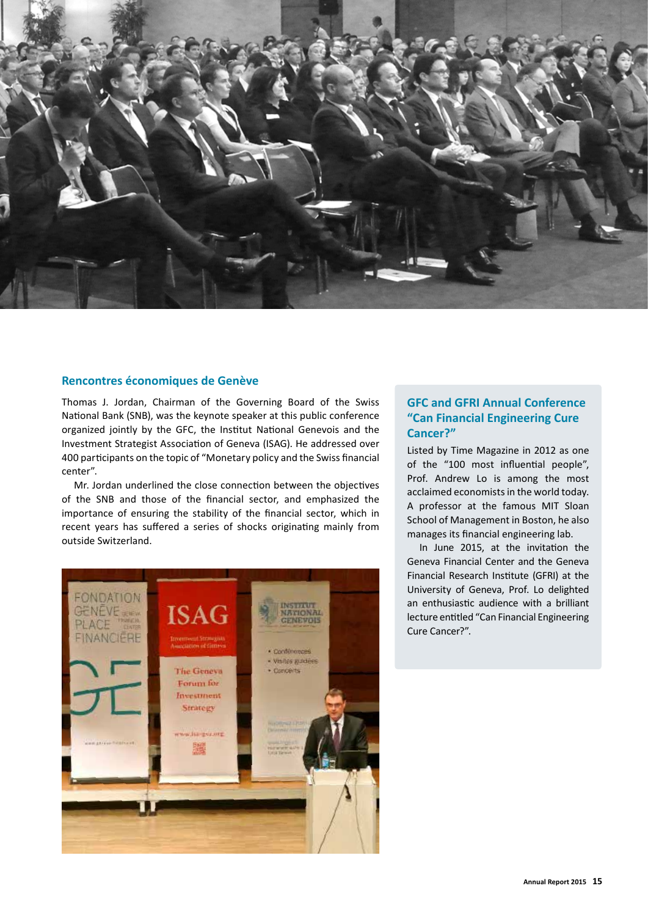## Rencontres économiques de Genève

Thomas J. Jordan, Chairman of the Governing Board of the Swiss National Bank (SNB), was the keynote speaker at this public conference organized jointly by the GFC, the Institut National Genevois and the Investment Strategist Association of Geneva (ISAG). He addressed over 400 participants on the topic of “Monetary policy and the Swiss financial center”.

Mr. Jordan underlined the close connection between the objectives of the SNB and those of the financial sector, and emphasized the importance of ensuring the stability of the financial sector, which in recent years has suffered a series of shocks originating mainly from outside Switzerland.

## GFC and GFRI Annual Conference “Can Financial Engineering Cure Cancer?”

Listed by Time Magazine in 2012 as one of the “100 most influential people”, Prof. Andrew Lo is among the most acclaimed economists in the world today. A professor at the famous MIT Sloan School of Management in Boston, he also manages its financial engineering lab.

In June 2015, at the invitation the Geneva Financial Center and the Geneva Financial Research Institute (GFRI) at the University of Geneva, Prof. Lo delighted an enthusiastic audience with a brilliant lecture entitled “Can Financial Engineering Cure Cancer?”.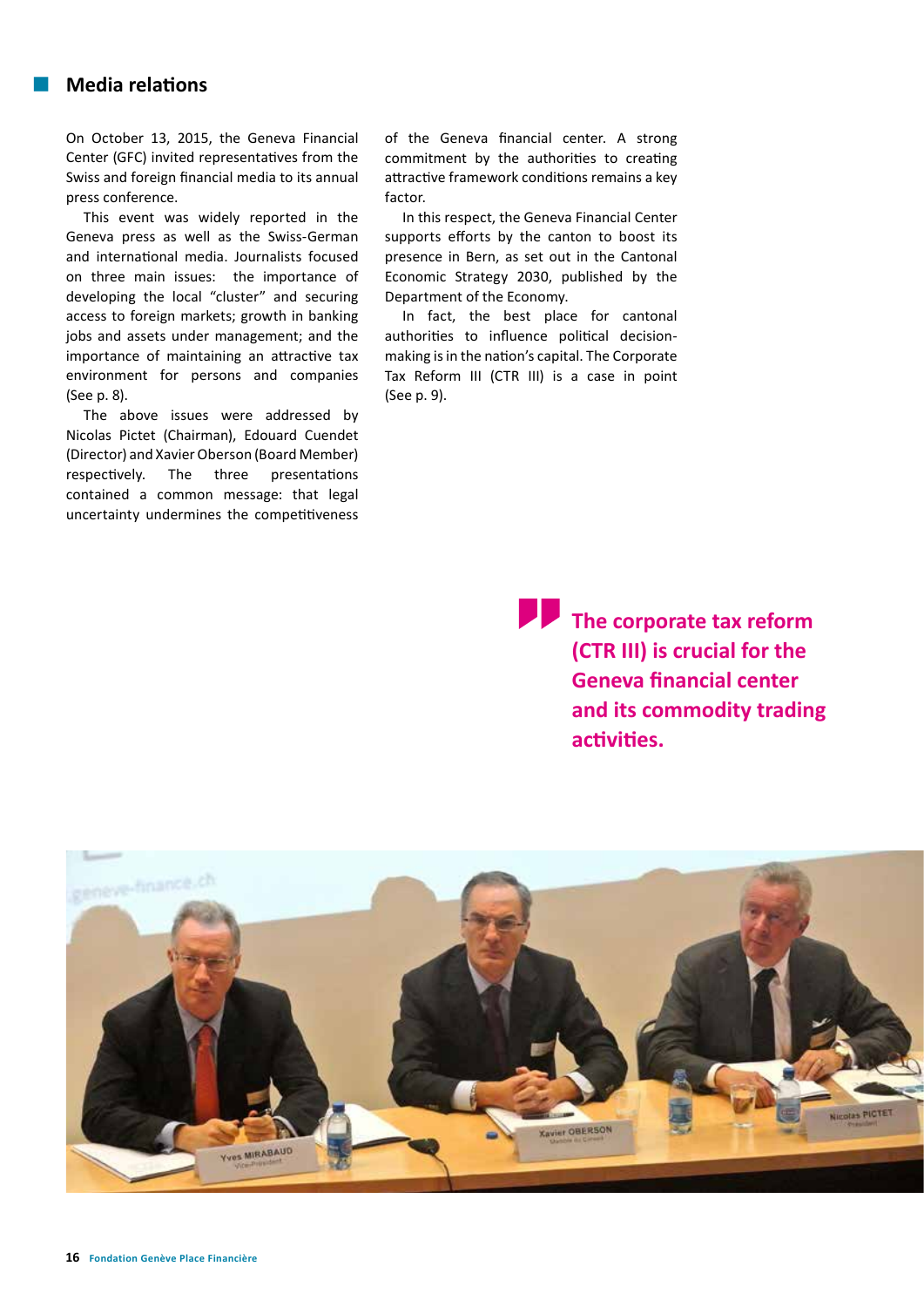## Media relations

On October 13, 2015, the Geneva Financial Center (GFC) invited representatives from the Swiss and foreign financial media to its annual press conference.

This event was widely reported in the Geneva press as well as the Swiss-German and international media. Journalists focused on three main issues: the importance of developing the local "cluster" and securing access to foreign markets; growth in banking jobs and assets under management; and the importance of maintaining an attractive tax environment for persons and companies (See p. 8).

The above issues were addressed by Nicolas Pictet (Chairman), Edouard Cuendet (Director) and Xavier Oberson (Board Member) respectively. The three presentations contained a common message: that legal uncertainty undermines the competitiveness of the Geneva financial center. A strong commitment by the authorities to creating attractive framework conditions remains a key factor.

In this respect, the Geneva Financial Center supports efforts by the canton to boost its presence in Bern, as set out in the Cantonal Economic Strategy 2030, published by the Department of the Economy.

In fact, the best place for cantonal authorities to influence political decision-making is in the nation's capital. The Corporate Tax Reform III (CTR III) is a case in point (See p. 9).

> **The corporate tax reform (CTR III) is crucial for the Geneva financial center and its commodity trading activities.**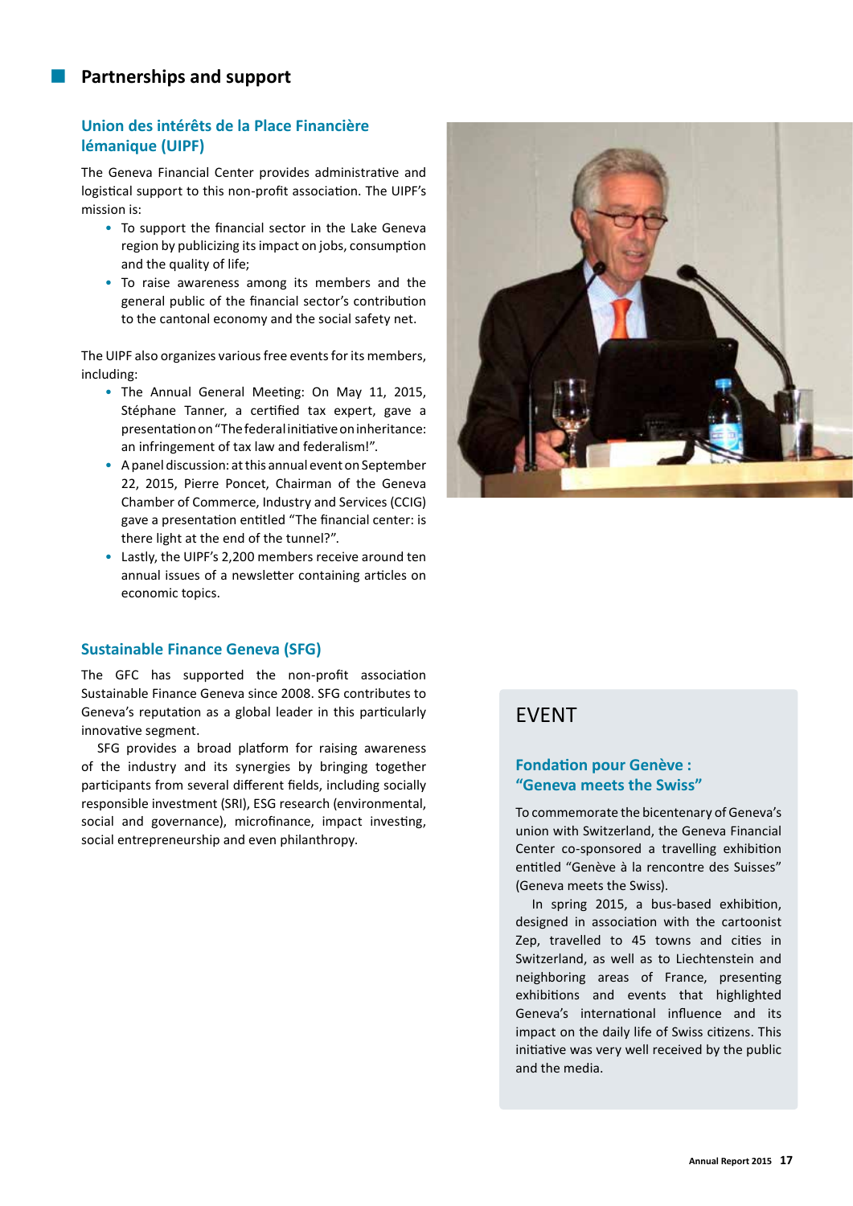## Partnerships and support

### Union des intérêts de la Place Financière lémanique (UIPF)

The Geneva Financial Center provides administrative and logistical support to this non-profit association. The UIPF's mission is:

- To support the financial sector in the Lake Geneva region by publicizing its impact on jobs, consumption and the quality of life;
- To raise awareness among its members and the general public of the financial sector's contribution to the cantonal economy and the social safety net.

The UIPF also organizes various free events for its members, including:

- The Annual General Meeting: On May 11, 2015, Stéphane Tanner, a certified tax expert, gave a presentation on "The federal initiative on inheritance: an infringement of tax law and federalism!".
- A panel discussion: at this annual event on September 22, 2015, Pierre Poncet, Chairman of the Geneva Chamber of Commerce, Industry and Services (CCIG) gave a presentation entitled "The financial center: is there light at the end of the tunnel?".
- Lastly, the UIPF's 2,200 members receive around ten annual issues of a newsletter containing articles on economic topics.

### Sustainable Finance Geneva (SFG)

The GFC has supported the non-profit association Sustainable Finance Geneva since 2008. SFG contributes to Geneva's reputation as a global leader in this particularly innovative segment.

SFG provides a broad platform for raising awareness of the industry and its synergies by bringing together participants from several different fields, including socially responsible investment (SRI), ESG research (environmental, social and governance), microfinance, impact investing, social entrepreneurship and even philanthropy.

## EVENT

### Fondation pour Genève : "Geneva meets the Swiss"

To commemorate the bicentenary of Geneva's union with Switzerland, the Geneva Financial Center co-sponsored a travelling exhibition entitled "Genève à la rencontre des Suisses" (Geneva meets the Swiss).

In spring 2015, a bus-based exhibition, designed in association with the cartoonist Zep, travelled to 45 towns and cities in Switzerland, as well as to Liechtenstein and neighboring areas of France, presenting exhibitions and events that highlighted Geneva's international influence and its impact on the daily life of Swiss citizens. This initiative was very well received by the public and the media.